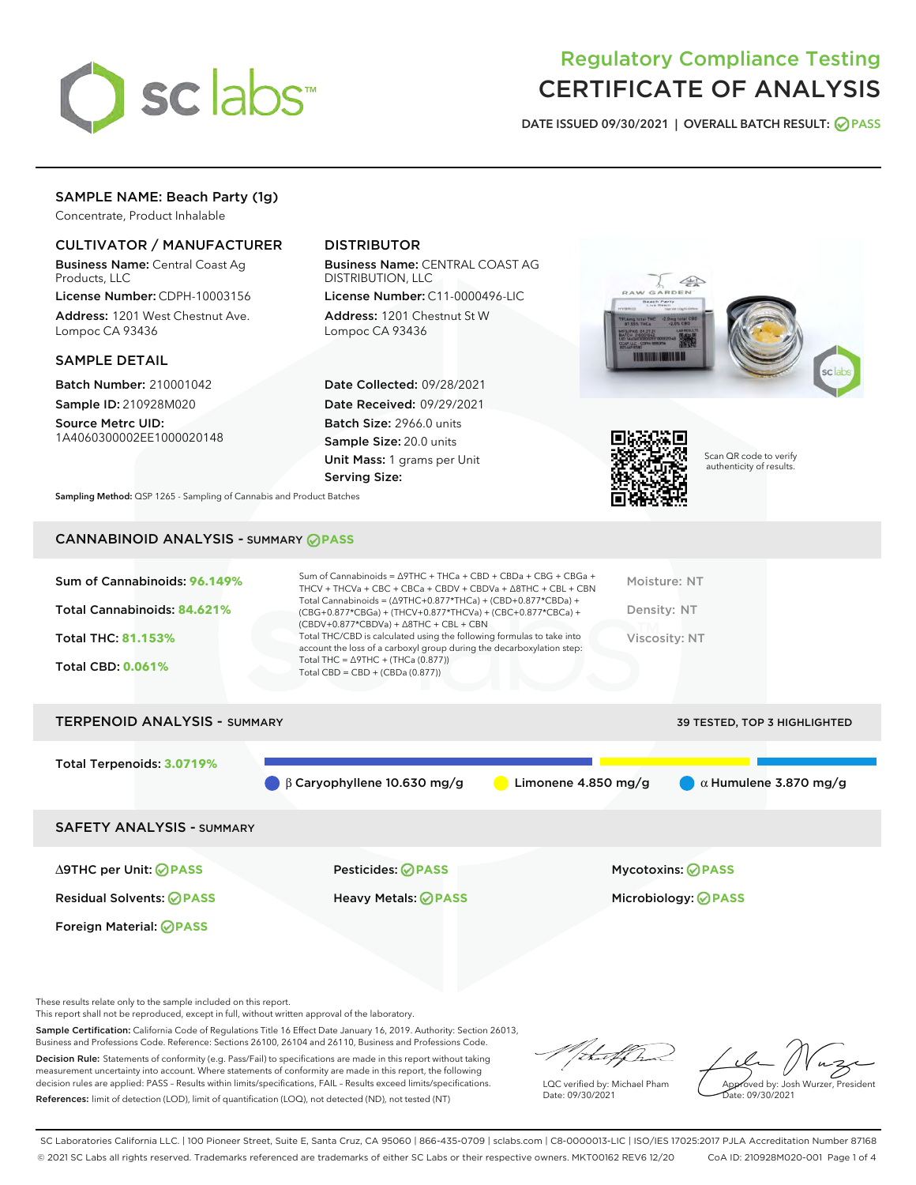# Regulatory Compliance Testing
# CERTIFICATE OF ANALYSIS

DATE ISSUED 09/30/2021 | OVERALL BATCH RESULT: PASS

## SAMPLE NAME: Beach Party (1g)

Concentrate, Product Inhalable

### CULTIVATOR / MANUFACTURER

**Business Name:** Central Coast Ag Products, LLC
**License Number:** CDPH-10003156
**Address:** 1201 West Chestnut Ave. Lompoc CA 93436

### DISTRIBUTOR

**Business Name:** CENTRAL COAST AG DISTRIBUTION, LLC
**License Number:** C11-0000496-LIC
**Address:** 1201 Chestnut St W Lompoc CA 93436

### SAMPLE DETAIL

**Batch Number:** 210001042
**Sample ID:** 210928M020
**Source Metrc UID:** 1A4060300002EE1000020148

**Date Collected:** 09/28/2021
**Date Received:** 09/29/2021
**Batch Size:** 2966.0 units
**Sample Size:** 20.0 units
**Unit Mass:** 1 grams per Unit
**Serving Size:**

Scan QR code to verify authenticity of results.

**Sampling Method:** QSP 1265 - Sampling of Cannabis and Product Batches

## CANNABINOID ANALYSIS - SUMMARY PASS

Sum of Cannabinoids: **96.149%**
Total Cannabinoids: **84.621%**
Total THC: **81.153%**
Total CBD: **0.061%**

Sum of Cannabinoids = Δ9THC + THCa + CBD + CBDa + CBG + CBGa + THCV + THCVa + CBC + CBCa + CBDV + CBDVa + Δ8THC + CBL + CBN
Total Cannabinoids = (Δ9THC+0.877*THCa) + (CBD+0.877*CBDa) + (CBG+0.877*CBGa) + (THCV+0.877*THCVa) + (CBC+0.877*CBCa) + (CBDV+0.877*CBDVa) + Δ8THC + CBL + CBN
Total THC/CBD is calculated using the following formulas to take into account the loss of a carboxyl group during the decarboxylation step:
Total THC = Δ9THC + (THCa (0.877))
Total CBD = CBD + (CBDa (0.877))

Moisture: NT
Density: NT
Viscosity: NT

## TERPENOID ANALYSIS - SUMMARY

39 TESTED, TOP 3 HIGHLIGHTED

Total Terpenoids: **3.0719%**

β Caryophyllene 10.630 mg/g
Limonene 4.850 mg/g
α Humulene 3.870 mg/g

## SAFETY ANALYSIS - SUMMARY

Δ9THC per Unit: PASS
Pesticides: PASS
Mycotoxins: PASS
Residual Solvents: PASS
Heavy Metals: PASS
Microbiology: PASS
Foreign Material: PASS

These results relate only to the sample included on this report.
This report shall not be reproduced, except in full, without written approval of the laboratory.

**Sample Certification:** California Code of Regulations Title 16 Effect Date January 16, 2019. Authority: Section 26013, Business and Professions Code. Reference: Sections 26100, 26104 and 26110, Business and Professions Code.

**Decision Rule:** Statements of conformity (e.g. Pass/Fail) to specifications are made in this report without taking measurement uncertainty into account. Where statements of conformity are made in this report, the following decision rules are applied: PASS – Results within limits/specifications, FAIL – Results exceed limits/specifications.

**References:** limit of detection (LOD), limit of quantification (LOQ), not detected (ND), not tested (NT)

LQC verified by: Michael Pham
Date: 09/30/2021

Approved by: Josh Wurzer, President
Date: 09/30/2021

SC Laboratories California LLC. | 100 Pioneer Street, Suite E, Santa Cruz, CA 95060 | 866-435-0709 | sclabs.com | C8-0000013-LIC | ISO/IES 17025:2017 PJLA Accreditation Number 87168
© 2021 SC Labs all rights reserved. Trademarks referenced are trademarks of either SC Labs or their respective owners. MKT00162 REV6 12/20 CoA ID: 210928M020-001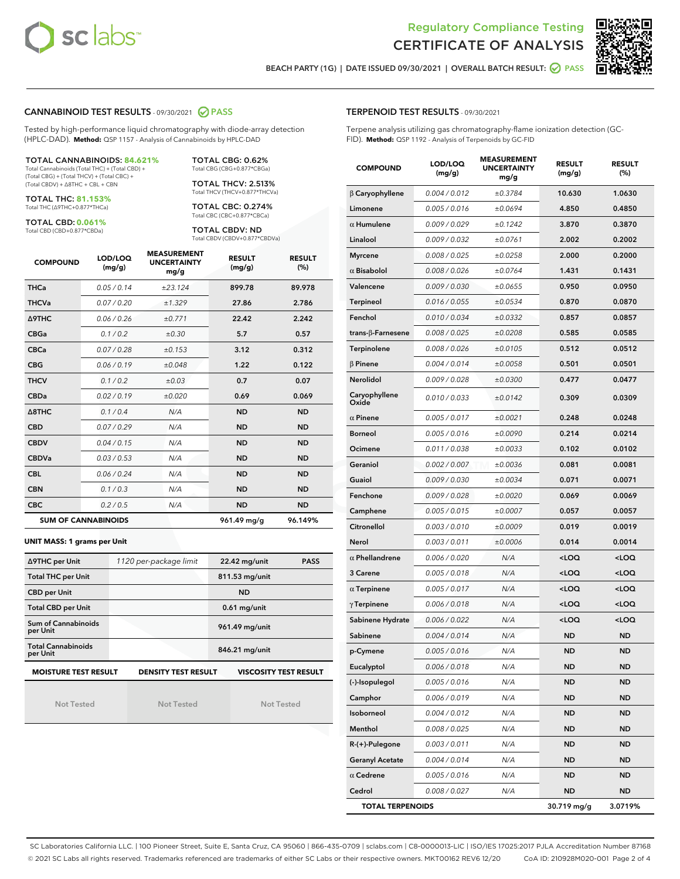Regulatory Compliance Testing
CERTIFICATE OF ANALYSIS

BEACH PARTY (1G) | DATE ISSUED 09/30/2021 | OVERALL BATCH RESULT: PASS

## CANNABINOID TEST RESULTS - 09/30/2021 PASS

Tested by high-performance liquid chromatography with diode-array detection (HPLC-DAD). **Method:** QSP 1157 - Analysis of Cannabinoids by HPLC-DAD

**TOTAL CANNABINOIDS: 84.621%**
Total Cannabinoids (Total THC) + (Total CBD) + (Total CBG) + (Total THCV) + (Total CBC) + (Total CBDV) + Δ8THC + CBL + CBN

**TOTAL THC: 81.153%**
Total THC (Δ9THC+0.877*THCa)

**TOTAL CBD: 0.061%**
Total CBD (CBD+0.877*CBDa)

**TOTAL CBG: 0.62%**
Total CBG (CBG+0.877*CBGa)

**TOTAL THCV: 2.513%**
Total THCV (THCV+0.877*THCVa)

**TOTAL CBC: 0.274%**
Total CBC (CBC+0.877*CBCa)

**TOTAL CBDV: ND**
Total CBDV (CBDV+0.877*CBDVa)

| COMPOUND | LOD/LOQ (mg/g) | MEASUREMENT UNCERTAINTY mg/g | RESULT (mg/g) | RESULT (%) |
|---|---|---|---|---|
| THCa | 0.05 / 0.14 | ±23.124 | 899.78 | 89.978 |
| THCVa | 0.07 / 0.20 | ±1.329 | 27.86 | 2.786 |
| Δ9THC | 0.06 / 0.26 | ±0.771 | 22.42 | 2.242 |
| CBGa | 0.1 / 0.2 | ±0.30 | 5.7 | 0.57 |
| CBCa | 0.07 / 0.28 | ±0.153 | 3.12 | 0.312 |
| CBG | 0.06 / 0.19 | ±0.048 | 1.22 | 0.122 |
| THCV | 0.1 / 0.2 | ±0.03 | 0.7 | 0.07 |
| CBDa | 0.02 / 0.19 | ±0.020 | 0.69 | 0.069 |
| Δ8THC | 0.1 / 0.4 | N/A | ND | ND |
| CBD | 0.07 / 0.29 | N/A | ND | ND |
| CBDV | 0.04 / 0.15 | N/A | ND | ND |
| CBDVa | 0.03 / 0.53 | N/A | ND | ND |
| CBL | 0.06 / 0.24 | N/A | ND | ND |
| CBN | 0.1 / 0.3 | N/A | ND | ND |
| CBC | 0.2 / 0.5 | N/A | ND | ND |
| **SUM OF CANNABINOIDS** | | | 961.49 mg/g | 96.149% |

**UNIT MASS: 1 grams per Unit**

| | | | |
|---|---|---|---|
| Δ9THC per Unit | 1120 per-package limit | 22.42 mg/unit | PASS |
| Total THC per Unit | | 811.53 mg/unit | |
| CBD per Unit | | ND | |
| Total CBD per Unit | | 0.61 mg/unit | |
| Sum of Cannabinoids per Unit | | 961.49 mg/unit | |
| Total Cannabinoids per Unit | | 846.21 mg/unit | |

| MOISTURE TEST RESULT | DENSITY TEST RESULT | VISCOSITY TEST RESULT |
|---|---|---|
| Not Tested | Not Tested | Not Tested |

## TERPENOID TEST RESULTS - 09/30/2021

Terpene analysis utilizing gas chromatography-flame ionization detection (GC-FID). **Method:** QSP 1192 - Analysis of Terpenoids by GC-FID

| COMPOUND | LOD/LOQ (mg/g) | MEASUREMENT UNCERTAINTY mg/g | RESULT (mg/g) | RESULT (%) |
|---|---|---|---|---|
| β Caryophyllene | 0.004 / 0.012 | ±0.3784 | 10.630 | 1.0630 |
| Limonene | 0.005 / 0.016 | ±0.0694 | 4.850 | 0.4850 |
| α Humulene | 0.009 / 0.029 | ±0.1242 | 3.870 | 0.3870 |
| Linalool | 0.009 / 0.032 | ±0.0761 | 2.002 | 0.2002 |
| Myrcene | 0.008 / 0.025 | ±0.0258 | 2.000 | 0.2000 |
| α Bisabolol | 0.008 / 0.026 | ±0.0764 | 1.431 | 0.1431 |
| Valencene | 0.009 / 0.030 | ±0.0655 | 0.950 | 0.0950 |
| Terpineol | 0.016 / 0.055 | ±0.0534 | 0.870 | 0.0870 |
| Fenchol | 0.010 / 0.034 | ±0.0332 | 0.857 | 0.0857 |
| trans-β-Farnesene | 0.008 / 0.025 | ±0.0208 | 0.585 | 0.0585 |
| Terpinolene | 0.008 / 0.026 | ±0.0105 | 0.512 | 0.0512 |
| β Pinene | 0.004 / 0.014 | ±0.0058 | 0.501 | 0.0501 |
| Nerolidol | 0.009 / 0.028 | ±0.0300 | 0.477 | 0.0477 |
| Caryophyllene Oxide | 0.010 / 0.033 | ±0.0142 | 0.309 | 0.0309 |
| α Pinene | 0.005 / 0.017 | ±0.0021 | 0.248 | 0.0248 |
| Borneol | 0.005 / 0.016 | ±0.0090 | 0.214 | 0.0214 |
| Ocimene | 0.011 / 0.038 | ±0.0033 | 0.102 | 0.0102 |
| Geraniol | 0.002 / 0.007 | ±0.0036 | 0.081 | 0.0081 |
| Guaiol | 0.009 / 0.030 | ±0.0034 | 0.071 | 0.0071 |
| Fenchone | 0.009 / 0.028 | ±0.0020 | 0.069 | 0.0069 |
| Camphene | 0.005 / 0.015 | ±0.0007 | 0.057 | 0.0057 |
| Citronellol | 0.003 / 0.010 | ±0.0009 | 0.019 | 0.0019 |
| Nerol | 0.003 / 0.011 | ±0.0006 | 0.014 | 0.0014 |
| α Phellandrene | 0.006 / 0.020 | N/A | <LOQ | <LOQ |
| 3 Carene | 0.005 / 0.018 | N/A | <LOQ | <LOQ |
| α Terpinene | 0.005 / 0.017 | N/A | <LOQ | <LOQ |
| γ Terpinene | 0.006 / 0.018 | N/A | <LOQ | <LOQ |
| Sabinene Hydrate | 0.006 / 0.022 | N/A | <LOQ | <LOQ |
| Sabinene | 0.004 / 0.014 | N/A | ND | ND |
| p-Cymene | 0.005 / 0.016 | N/A | ND | ND |
| Eucalyptol | 0.006 / 0.018 | N/A | ND | ND |
| (-)-Isopulegol | 0.005 / 0.016 | N/A | ND | ND |
| Camphor | 0.006 / 0.019 | N/A | ND | ND |
| Isoborneol | 0.004 / 0.012 | N/A | ND | ND |
| Menthol | 0.008 / 0.025 | N/A | ND | ND |
| R-(+)-Pulegone | 0.003 / 0.011 | N/A | ND | ND |
| Geranyl Acetate | 0.004 / 0.014 | N/A | ND | ND |
| α Cedrene | 0.005 / 0.016 | N/A | ND | ND |
| Cedrol | 0.008 / 0.027 | N/A | ND | ND |
| **TOTAL TERPENOIDS** | | | 30.719 mg/g | 3.0719% |

SC Laboratories California LLC. | 100 Pioneer Street, Suite E, Santa Cruz, CA 95060 | 866-435-0709 | sclabs.com | C8-0000013-LIC | ISO/IES 17025:2017 PJLA Accreditation Number 87168
© 2021 SC Labs all rights reserved. Trademarks referenced are trademarks of either SC Labs or their respective owners. MKT00162 REV6 12/20 CoA ID: 210928M020-001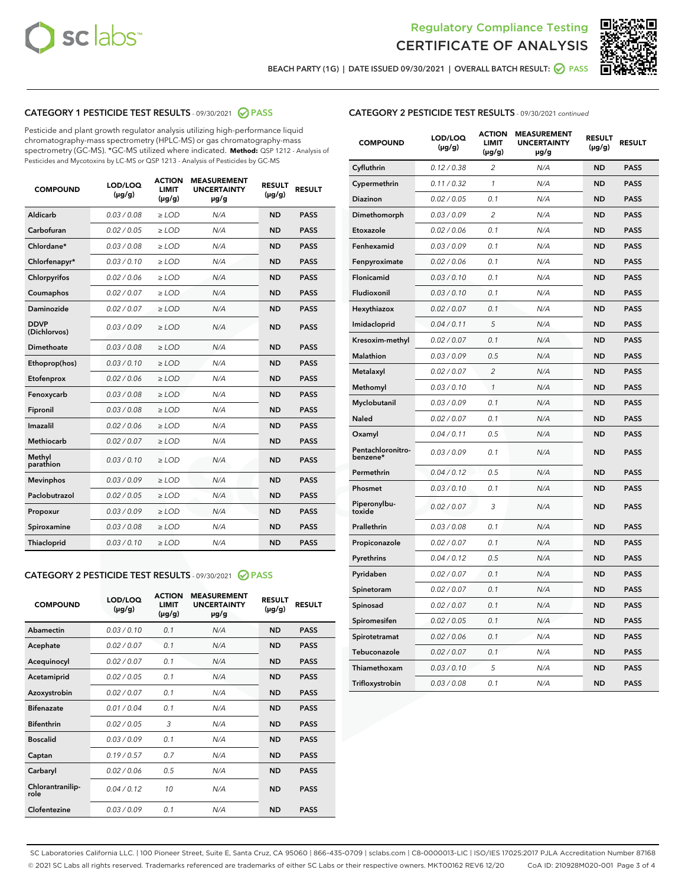Regulatory Compliance Testing

# CERTIFICATE OF ANALYSIS

BEACH PARTY (1G) | DATE ISSUED 09/30/2021 | OVERALL BATCH RESULT: PASS

## CATEGORY 1 PESTICIDE TEST RESULTS - 09/30/2021 PASS

Pesticide and plant growth regulator analysis utilizing high-performance liquid chromatography-mass spectrometry (HPLC-MS) or gas chromatography-mass spectrometry (GC-MS). *GC-MS utilized where indicated. **Method:** QSP 1212 - Analysis of Pesticides and Mycotoxins by LC-MS or QSP 1213 - Analysis of Pesticides by GC-MS

| COMPOUND | LOD/LOQ (µg/g) | ACTION LIMIT (µg/g) | MEASUREMENT UNCERTAINTY µg/g | RESULT (µg/g) | RESULT |
|---|---|---|---|---|---|
| Aldicarb | 0.03 / 0.08 | ≥ LOD | N/A | ND | PASS |
| Carbofuran | 0.02 / 0.05 | ≥ LOD | N/A | ND | PASS |
| Chlordane* | 0.03 / 0.08 | ≥ LOD | N/A | ND | PASS |
| Chlorfenapyr* | 0.03 / 0.10 | ≥ LOD | N/A | ND | PASS |
| Chlorpyrifos | 0.02 / 0.06 | ≥ LOD | N/A | ND | PASS |
| Coumaphos | 0.02 / 0.07 | ≥ LOD | N/A | ND | PASS |
| Daminozide | 0.02 / 0.07 | ≥ LOD | N/A | ND | PASS |
| DDVP (Dichlorvos) | 0.03 / 0.09 | ≥ LOD | N/A | ND | PASS |
| Dimethoate | 0.03 / 0.08 | ≥ LOD | N/A | ND | PASS |
| Ethoprop(hos) | 0.03 / 0.10 | ≥ LOD | N/A | ND | PASS |
| Etofenprox | 0.02 / 0.06 | ≥ LOD | N/A | ND | PASS |
| Fenoxycarb | 0.03 / 0.08 | ≥ LOD | N/A | ND | PASS |
| Fipronil | 0.03 / 0.08 | ≥ LOD | N/A | ND | PASS |
| Imazalil | 0.02 / 0.06 | ≥ LOD | N/A | ND | PASS |
| Methiocarb | 0.02 / 0.07 | ≥ LOD | N/A | ND | PASS |
| Methyl parathion | 0.03 / 0.10 | ≥ LOD | N/A | ND | PASS |
| Mevinphos | 0.03 / 0.09 | ≥ LOD | N/A | ND | PASS |
| Paclobutrazol | 0.02 / 0.05 | ≥ LOD | N/A | ND | PASS |
| Propoxur | 0.03 / 0.09 | ≥ LOD | N/A | ND | PASS |
| Spiroxamine | 0.03 / 0.08 | ≥ LOD | N/A | ND | PASS |
| Thiacloprid | 0.03 / 0.10 | ≥ LOD | N/A | ND | PASS |

## CATEGORY 2 PESTICIDE TEST RESULTS - 09/30/2021 PASS

| COMPOUND | LOD/LOQ (µg/g) | ACTION LIMIT (µg/g) | MEASUREMENT UNCERTAINTY µg/g | RESULT (µg/g) | RESULT |
|---|---|---|---|---|---|
| Abamectin | 0.03 / 0.10 | 0.1 | N/A | ND | PASS |
| Acephate | 0.02 / 0.07 | 0.1 | N/A | ND | PASS |
| Acequinocyl | 0.02 / 0.07 | 0.1 | N/A | ND | PASS |
| Acetamiprid | 0.02 / 0.05 | 0.1 | N/A | ND | PASS |
| Azoxystrobin | 0.02 / 0.07 | 0.1 | N/A | ND | PASS |
| Bifenazate | 0.01 / 0.04 | 0.1 | N/A | ND | PASS |
| Bifenthrin | 0.02 / 0.05 | 3 | N/A | ND | PASS |
| Boscalid | 0.03 / 0.09 | 0.1 | N/A | ND | PASS |
| Captan | 0.19 / 0.57 | 0.7 | N/A | ND | PASS |
| Carbaryl | 0.02 / 0.06 | 0.5 | N/A | ND | PASS |
| Chlorantraniliprole | 0.04 / 0.12 | 10 | N/A | ND | PASS |
| Clofentezine | 0.03 / 0.09 | 0.1 | N/A | ND | PASS |
| Cyfluthrin | 0.12 / 0.38 | 2 | N/A | ND | PASS |
| Cypermethrin | 0.11 / 0.32 | 1 | N/A | ND | PASS |
| Diazinon | 0.02 / 0.05 | 0.1 | N/A | ND | PASS |
| Dimethomorph | 0.03 / 0.09 | 2 | N/A | ND | PASS |
| Etoxazole | 0.02 / 0.06 | 0.1 | N/A | ND | PASS |
| Fenhexamid | 0.03 / 0.09 | 0.1 | N/A | ND | PASS |
| Fenpyroximate | 0.02 / 0.06 | 0.1 | N/A | ND | PASS |
| Flonicamid | 0.03 / 0.10 | 0.1 | N/A | ND | PASS |
| Fludioxonil | 0.03 / 0.10 | 0.1 | N/A | ND | PASS |
| Hexythiazox | 0.02 / 0.07 | 0.1 | N/A | ND | PASS |
| Imidacloprid | 0.04 / 0.11 | 5 | N/A | ND | PASS |
| Kresoxim-methyl | 0.02 / 0.07 | 0.1 | N/A | ND | PASS |
| Malathion | 0.03 / 0.09 | 0.5 | N/A | ND | PASS |
| Metalaxyl | 0.02 / 0.07 | 2 | N/A | ND | PASS |
| Methomyl | 0.03 / 0.10 | 1 | N/A | ND | PASS |
| Myclobutanil | 0.03 / 0.09 | 0.1 | N/A | ND | PASS |
| Naled | 0.02 / 0.07 | 0.1 | N/A | ND | PASS |
| Oxamyl | 0.04 / 0.11 | 0.5 | N/A | ND | PASS |
| Pentachloronitrobenzene* | 0.03 / 0.09 | 0.1 | N/A | ND | PASS |
| Permethrin | 0.04 / 0.12 | 0.5 | N/A | ND | PASS |
| Phosmet | 0.03 / 0.10 | 0.1 | N/A | ND | PASS |
| Piperonylbutoxide | 0.02 / 0.07 | 3 | N/A | ND | PASS |
| Prallethrin | 0.03 / 0.08 | 0.1 | N/A | ND | PASS |
| Propiconazole | 0.02 / 0.07 | 0.1 | N/A | ND | PASS |
| Pyrethrins | 0.04 / 0.12 | 0.5 | N/A | ND | PASS |
| Pyridaben | 0.02 / 0.07 | 0.1 | N/A | ND | PASS |
| Spinetoram | 0.02 / 0.07 | 0.1 | N/A | ND | PASS |
| Spinosad | 0.02 / 0.07 | 0.1 | N/A | ND | PASS |
| Spiromesifen | 0.02 / 0.05 | 0.1 | N/A | ND | PASS |
| Spirotetramat | 0.02 / 0.06 | 0.1 | N/A | ND | PASS |
| Tebuconazole | 0.02 / 0.07 | 0.1 | N/A | ND | PASS |
| Thiamethoxam | 0.03 / 0.10 | 5 | N/A | ND | PASS |
| Trifloxystrobin | 0.03 / 0.08 | 0.1 | N/A | ND | PASS |

SC Laboratories California LLC. | 100 Pioneer Street, Suite E, Santa Cruz, CA 95060 | 866-435-0709 | sclabs.com | C8-0000013-LIC | ISO/IES 17025:2017 PJLA Accreditation Number 87168
© 2021 SC Labs all rights reserved. Trademarks referenced are trademarks of either SC Labs or their respective owners. MKT00162 REV6 12/20 CoA ID: 210928M020-001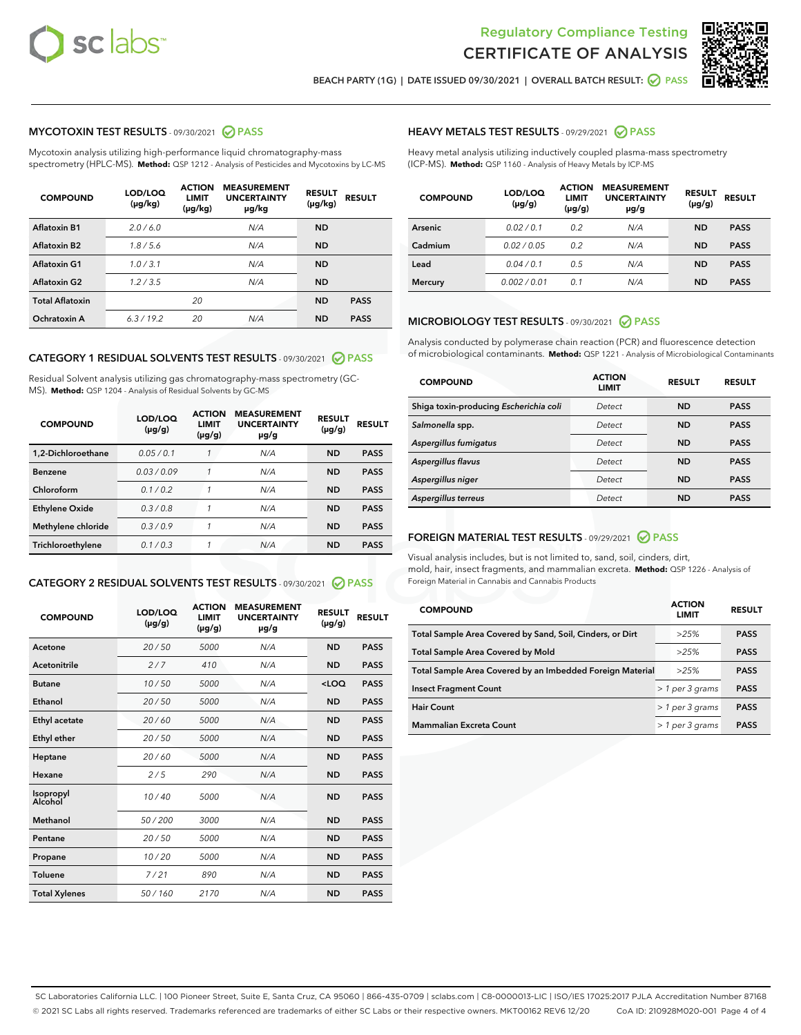Regulatory Compliance Testing
# CERTIFICATE OF ANALYSIS

BEACH PARTY (1G) | DATE ISSUED 09/30/2021 | OVERALL BATCH RESULT: PASS

## MYCOTOXIN TEST RESULTS - 09/30/2021 PASS

Mycotoxin analysis utilizing high-performance liquid chromatography-mass spectrometry (HPLC-MS). **Method:** QSP 1212 - Analysis of Pesticides and Mycotoxins by LC-MS

| COMPOUND | LOD/LOQ (µg/kg) | ACTION LIMIT (µg/kg) | MEASUREMENT UNCERTAINTY µg/kg | RESULT (µg/kg) | RESULT |
|---|---|---|---|---|---|
| Aflatoxin B1 | 2.0 / 6.0 | | N/A | ND | |
| Aflatoxin B2 | 1.8 / 5.6 | | N/A | ND | |
| Aflatoxin G1 | 1.0 / 3.1 | | N/A | ND | |
| Aflatoxin G2 | 1.2 / 3.5 | | N/A | ND | |
| Total Aflatoxin | | 20 | | ND | PASS |
| Ochratoxin A | 6.3 / 19.2 | 20 | N/A | ND | PASS |

## CATEGORY 1 RESIDUAL SOLVENTS TEST RESULTS - 09/30/2021 PASS

Residual Solvent analysis utilizing gas chromatography-mass spectrometry (GC-MS). **Method:** QSP 1204 - Analysis of Residual Solvents by GC-MS

| COMPOUND | LOD/LOQ (µg/g) | ACTION LIMIT (µg/g) | MEASUREMENT UNCERTAINTY µg/g | RESULT (µg/g) | RESULT |
|---|---|---|---|---|---|
| 1,2-Dichloroethane | 0.05 / 0.1 | 1 | N/A | ND | PASS |
| Benzene | 0.03 / 0.09 | 1 | N/A | ND | PASS |
| Chloroform | 0.1 / 0.2 | 1 | N/A | ND | PASS |
| Ethylene Oxide | 0.3 / 0.8 | 1 | N/A | ND | PASS |
| Methylene chloride | 0.3 / 0.9 | 1 | N/A | ND | PASS |
| Trichloroethylene | 0.1 / 0.3 | 1 | N/A | ND | PASS |

## CATEGORY 2 RESIDUAL SOLVENTS TEST RESULTS - 09/30/2021 PASS

| COMPOUND | LOD/LOQ (µg/g) | ACTION LIMIT (µg/g) | MEASUREMENT UNCERTAINTY µg/g | RESULT (µg/g) | RESULT |
|---|---|---|---|---|---|
| Acetone | 20 / 50 | 5000 | N/A | ND | PASS |
| Acetonitrile | 2 / 7 | 410 | N/A | ND | PASS |
| Butane | 10 / 50 | 5000 | N/A | <LOQ | PASS |
| Ethanol | 20 / 50 | 5000 | N/A | ND | PASS |
| Ethyl acetate | 20 / 60 | 5000 | N/A | ND | PASS |
| Ethyl ether | 20 / 50 | 5000 | N/A | ND | PASS |
| Heptane | 20 / 60 | 5000 | N/A | ND | PASS |
| Hexane | 2 / 5 | 290 | N/A | ND | PASS |
| Isopropyl Alcohol | 10 / 40 | 5000 | N/A | ND | PASS |
| Methanol | 50 / 200 | 3000 | N/A | ND | PASS |
| Pentane | 20 / 50 | 5000 | N/A | ND | PASS |
| Propane | 10 / 20 | 5000 | N/A | ND | PASS |
| Toluene | 7 / 21 | 890 | N/A | ND | PASS |
| Total Xylenes | 50 / 160 | 2170 | N/A | ND | PASS |

## HEAVY METALS TEST RESULTS - 09/29/2021 PASS

Heavy metal analysis utilizing inductively coupled plasma-mass spectrometry (ICP-MS). **Method:** QSP 1160 - Analysis of Heavy Metals by ICP-MS

| COMPOUND | LOD/LOQ (µg/g) | ACTION LIMIT (µg/g) | MEASUREMENT UNCERTAINTY µg/g | RESULT (µg/g) | RESULT |
|---|---|---|---|---|---|
| Arsenic | 0.02 / 0.1 | 0.2 | N/A | ND | PASS |
| Cadmium | 0.02 / 0.05 | 0.2 | N/A | ND | PASS |
| Lead | 0.04 / 0.1 | 0.5 | N/A | ND | PASS |
| Mercury | 0.002 / 0.01 | 0.1 | N/A | ND | PASS |

## MICROBIOLOGY TEST RESULTS - 09/30/2021 PASS

Analysis conducted by polymerase chain reaction (PCR) and fluorescence detection of microbiological contaminants. **Method:** QSP 1221 - Analysis of Microbiological Contaminants

| COMPOUND | ACTION LIMIT | RESULT | RESULT |
|---|---|---|---|
| Shiga toxin-producing *Escherichia coli* | Detect | ND | PASS |
| *Salmonella* spp. | Detect | ND | PASS |
| *Aspergillus fumigatus* | Detect | ND | PASS |
| *Aspergillus flavus* | Detect | ND | PASS |
| *Aspergillus niger* | Detect | ND | PASS |
| *Aspergillus terreus* | Detect | ND | PASS |

## FOREIGN MATERIAL TEST RESULTS - 09/29/2021 PASS

Visual analysis includes, but is not limited to, sand, soil, cinders, dirt, mold, hair, insect fragments, and mammalian excreta. **Method:** QSP 1226 - Analysis of Foreign Material in Cannabis and Cannabis Products

| COMPOUND | ACTION LIMIT | RESULT |
|---|---|---|
| Total Sample Area Covered by Sand, Soil, Cinders, or Dirt | >25% | PASS |
| Total Sample Area Covered by Mold | >25% | PASS |
| Total Sample Area Covered by an Imbedded Foreign Material | >25% | PASS |
| Insect Fragment Count | > 1 per 3 grams | PASS |
| Hair Count | > 1 per 3 grams | PASS |
| Mammalian Excreta Count | > 1 per 3 grams | PASS |

SC Laboratories California LLC. | 100 Pioneer Street, Suite E, Santa Cruz, CA 95060 | 866-435-0709 | sclabs.com | C8-0000013-LIC | ISO/IES 17025:2017 PJLA Accreditation Number 87168
© 2021 SC Labs all rights reserved. Trademarks referenced are trademarks of either SC Labs or their respective owners. MKT00162 REV6 12/20 CoA ID: 210928M020-001